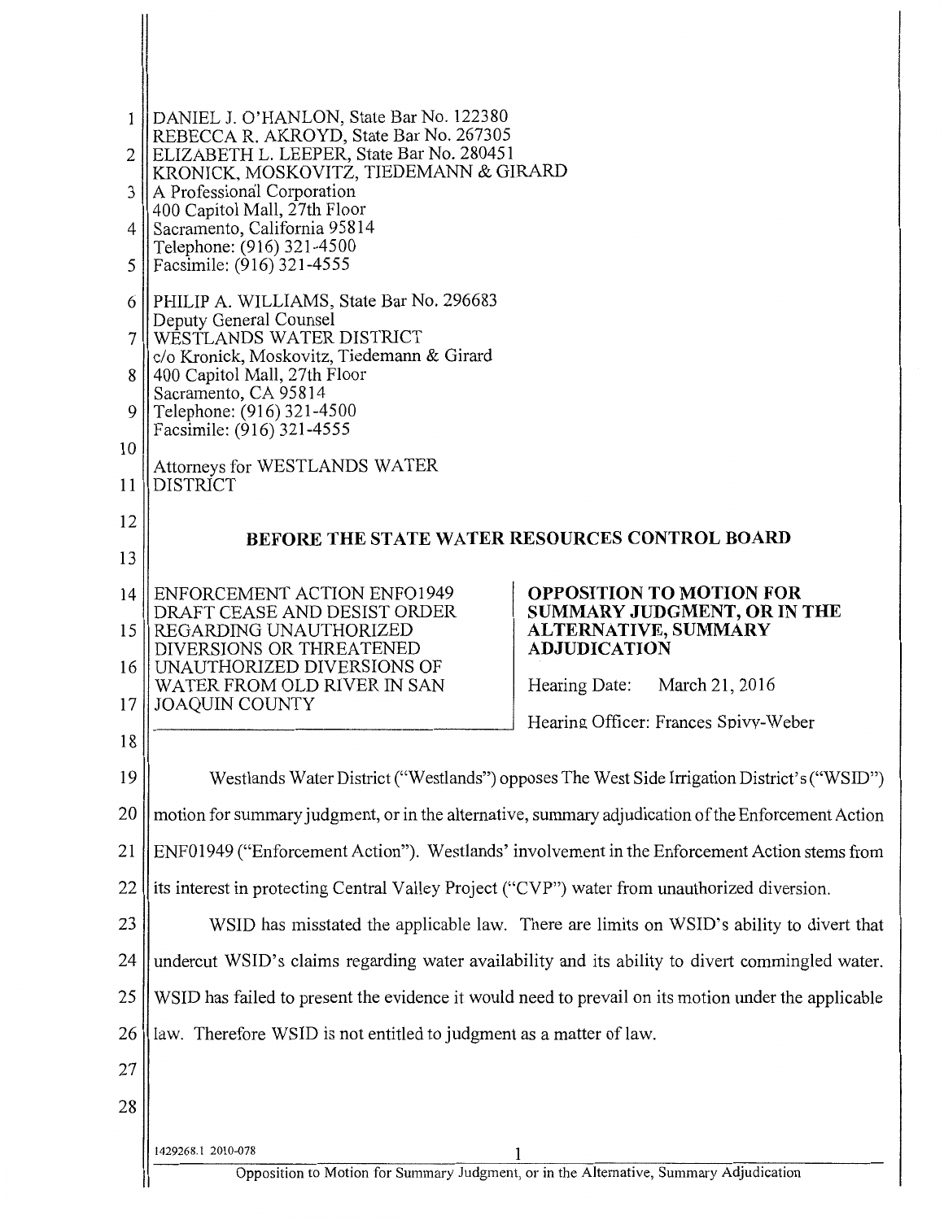DANIEL J. O'HANLON, State Bar No. 122380
REBECCA R. AKROYD, State Bar No. 267305
ELIZABETH L. LEEPER, State Bar No. 280451
KRONICK, MOSKOVITZ, TIEDEMANN & GIRARD
A Professional Corporation
400 Capitol Mall, 27th Floor
Sacramento, California 95814
Telephone: (916) 321-4500
Facsimile: (916) 321-4555

PHILIP A. WILLIAMS, State Bar No. 296683
Deputy General Counsel
WESTLANDS WATER DISTRICT
c/o Kronick, Moskovitz, Tiedemann & Girard
400 Capitol Mall, 27th Floor
Sacramento, CA 95814
Telephone: (916) 321-4500
Facsimile: (916) 321-4555

Attorneys for WESTLANDS WATER DISTRICT

## BEFORE THE STATE WATER RESOURCES CONTROL BOARD

ENFORCEMENT ACTION ENFO1949
DRAFT CEASE AND DESIST ORDER REGARDING UNAUTHORIZED DIVERSIONS OR THREATENED UNAUTHORIZED DIVERSIONS OF WATER FROM OLD RIVER IN SAN JOAQUIN COUNTY

**OPPOSITION TO MOTION FOR SUMMARY JUDGMENT, OR IN THE ALTERNATIVE, SUMMARY ADJUDICATION**

Hearing Date: March 21, 2016

Hearing Officer: Frances Spivy-Weber

Westlands Water District ("Westlands") opposes The West Side Irrigation District's ("WSID") motion for summary judgment, or in the alternative, summary adjudication of the Enforcement Action ENF01949 ("Enforcement Action"). Westlands' involvement in the Enforcement Action stems from its interest in protecting Central Valley Project ("CVP") water from unauthorized diversion.

WSID has misstated the applicable law. There are limits on WSID's ability to divert that undercut WSID's claims regarding water availability and its ability to divert commingled water. WSID has failed to present the evidence it would need to prevail on its motion under the applicable law. Therefore WSID is not entitled to judgment as a matter of law.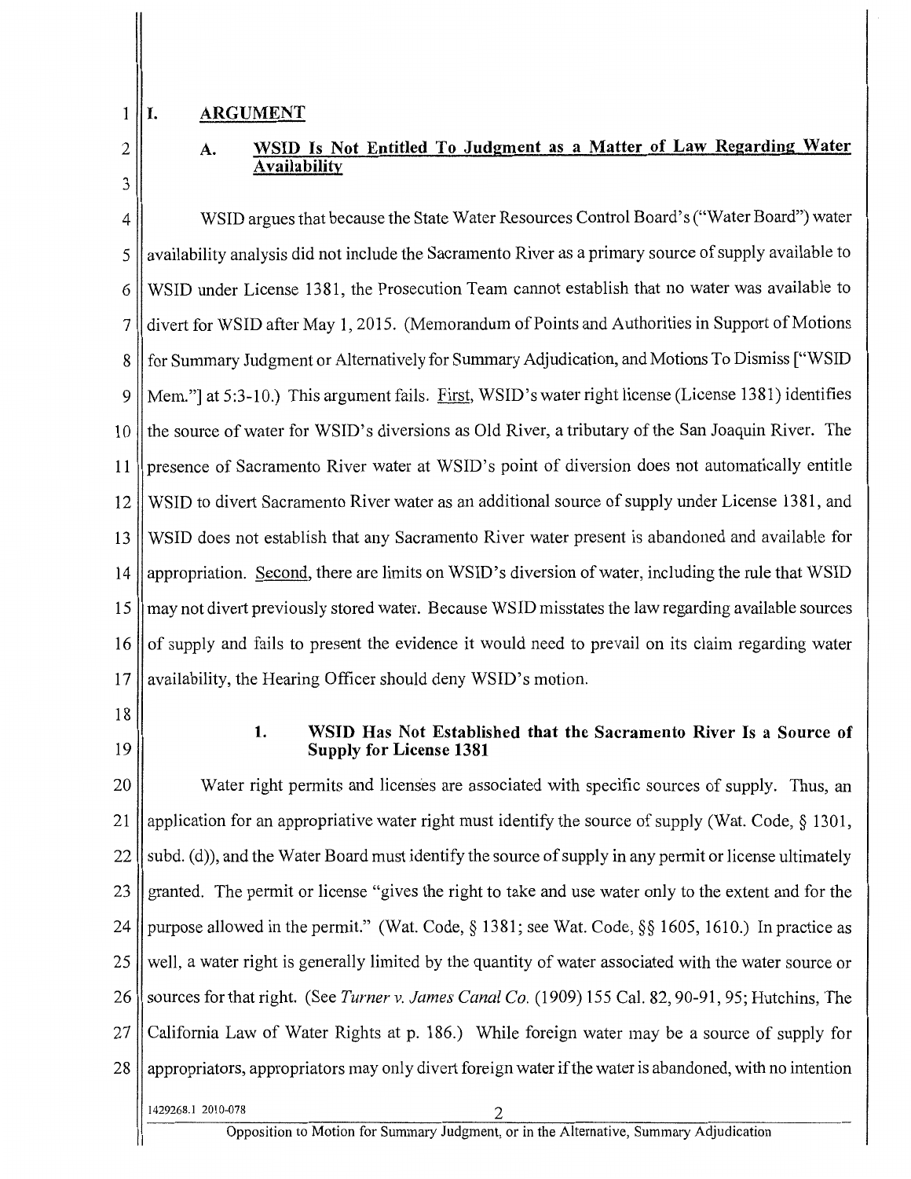## I. ARGUMENT

### A. WSID Is Not Entitled To Judgment as a Matter of Law Regarding Water Availability

WSID argues that because the State Water Resources Control Board's ("Water Board") water availability analysis did not include the Sacramento River as a primary source of supply available to WSID under License 1381, the Prosecution Team cannot establish that no water was available to divert for WSID after May 1, 2015. (Memorandum of Points and Authorities in Support of Motions for Summary Judgment or Alternatively for Summary Adjudication, and Motions To Dismiss ["WSID Mem."] at 5:3-10.) This argument fails. First, WSID's water right license (License 1381) identifies the source of water for WSID's diversions as Old River, a tributary of the San Joaquin River. The presence of Sacramento River water at WSID's point of diversion does not automatically entitle WSID to divert Sacramento River water as an additional source of supply under License 1381, and WSID does not establish that any Sacramento River water present is abandoned and available for appropriation. Second, there are limits on WSID's diversion of water, including the rule that WSID may not divert previously stored water. Because WSID misstates the law regarding available sources of supply and fails to present the evidence it would need to prevail on its claim regarding water availability, the Hearing Officer should deny WSID's motion.

#### 1. WSID Has Not Established that the Sacramento River Is a Source of Supply for License 1381

Water right permits and licenses are associated with specific sources of supply. Thus, an application for an appropriative water right must identify the source of supply (Wat. Code, § 1301, subd. (d)), and the Water Board must identify the source of supply in any permit or license ultimately granted. The permit or license "gives the right to take and use water only to the extent and for the purpose allowed in the permit." (Wat. Code, § 1381; see Wat. Code, §§ 1605, 1610.) In practice as well, a water right is generally limited by the quantity of water associated with the water source or sources for that right. (See *Turner v. James Canal Co.* (1909) 155 Cal. 82, 90-91, 95; Hutchins, The California Law of Water Rights at p. 186.) While foreign water may be a source of supply for appropriators, appropriators may only divert foreign water if the water is abandoned, with no intention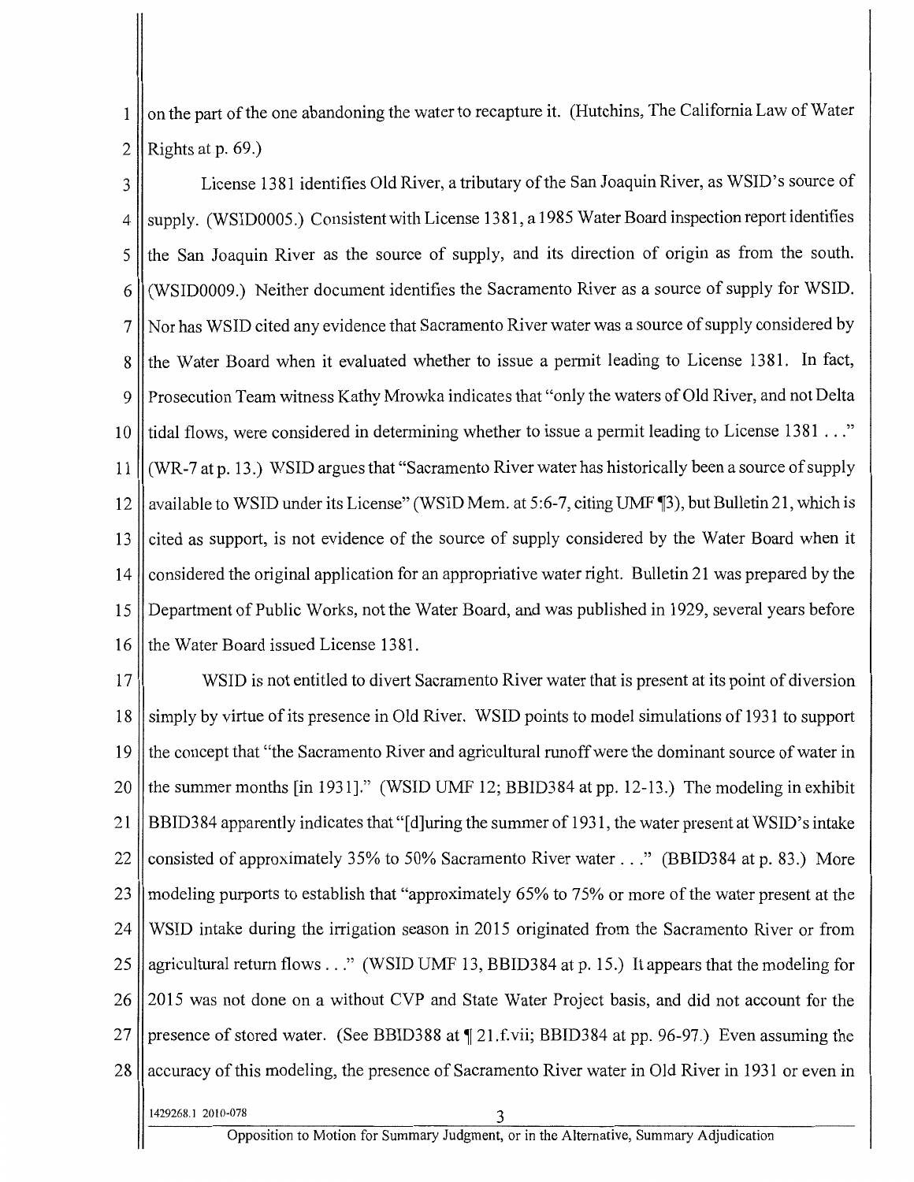on the part of the one abandoning the water to recapture it. (Hutchins, The California Law of Water Rights at p. 69.)

License 1381 identifies Old River, a tributary of the San Joaquin River, as WSID's source of supply. (WSID0005.) Consistent with License 1381, a 1985 Water Board inspection report identifies the San Joaquin River as the source of supply, and its direction of origin as from the south. (WSID0009.) Neither document identifies the Sacramento River as a source of supply for WSID. Nor has WSID cited any evidence that Sacramento River water was a source of supply considered by the Water Board when it evaluated whether to issue a permit leading to License 1381. In fact, Prosecution Team witness Kathy Mrowka indicates that "only the waters of Old River, and not Delta tidal flows, were considered in determining whether to issue a permit leading to License 1381 . . ." (WR-7 at p. 13.) WSID argues that "Sacramento River water has historically been a source of supply available to WSID under its License" (WSID Mem. at 5:6-7, citing UMF ¶3), but Bulletin 21, which is cited as support, is not evidence of the source of supply considered by the Water Board when it considered the original application for an appropriative water right. Bulletin 21 was prepared by the Department of Public Works, not the Water Board, and was published in 1929, several years before the Water Board issued License 1381.

WSID is not entitled to divert Sacramento River water that is present at its point of diversion simply by virtue of its presence in Old River. WSID points to model simulations of 1931 to support the concept that "the Sacramento River and agricultural runoff were the dominant source of water in the summer months [in 1931]." (WSID UMF 12; BBID384 at pp. 12-13.) The modeling in exhibit BBID384 apparently indicates that "[d]uring the summer of 1931, the water present at WSID's intake consisted of approximately 35% to 50% Sacramento River water . . ." (BBID384 at p. 83.) More modeling purports to establish that "approximately 65% to 75% or more of the water present at the WSID intake during the irrigation season in 2015 originated from the Sacramento River or from agricultural return flows . . ." (WSID UMF 13, BBID384 at p. 15.) It appears that the modeling for 2015 was not done on a without CVP and State Water Project basis, and did not account for the presence of stored water. (See BBID388 at ¶ 21.f.vii; BBID384 at pp. 96-97.) Even assuming the accuracy of this modeling, the presence of Sacramento River water in Old River in 1931 or even in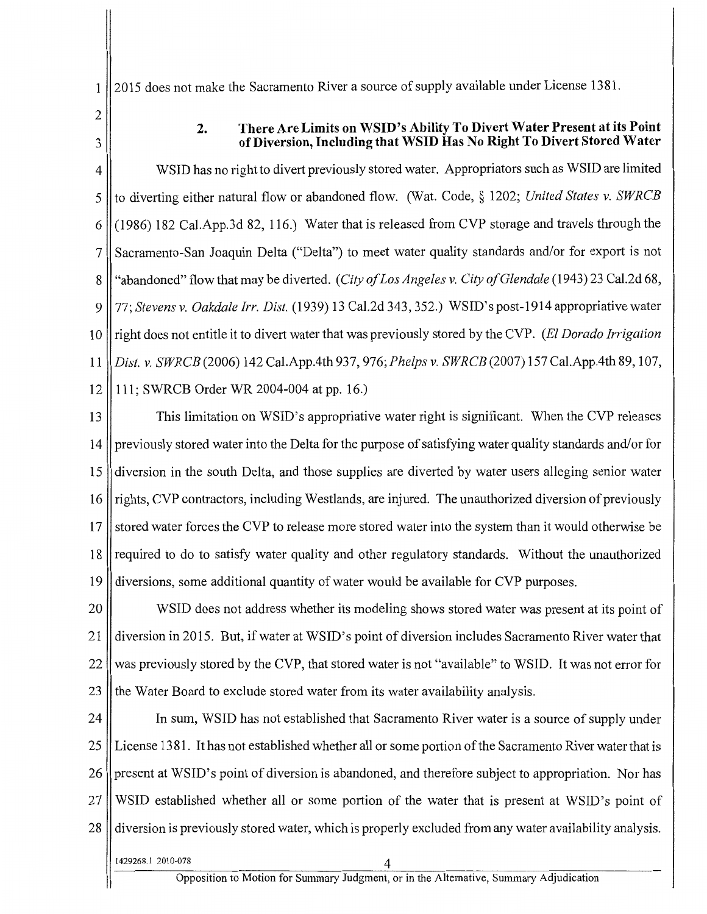2015 does not make the Sacramento River a source of supply available under License 1381.

### 2. There Are Limits on WSID's Ability To Divert Water Present at its Point of Diversion, Including that WSID Has No Right To Divert Stored Water

WSID has no right to divert previously stored water. Appropriators such as WSID are limited to diverting either natural flow or abandoned flow. (Wat. Code, § 1202; *United States v. SWRCB* (1986) 182 Cal.App.3d 82, 116.) Water that is released from CVP storage and travels through the Sacramento-San Joaquin Delta ("Delta") to meet water quality standards and/or for export is not "abandoned" flow that may be diverted. (*City of Los Angeles v. City of Glendale* (1943) 23 Cal.2d 68, 77; *Stevens v. Oakdale Irr. Dist.* (1939) 13 Cal.2d 343, 352.) WSID's post-1914 appropriative water right does not entitle it to divert water that was previously stored by the CVP. (*El Dorado Irrigation Dist. v. SWRCB* (2006) 142 Cal.App.4th 937, 976; *Phelps v. SWRCB* (2007) 157 Cal.App.4th 89, 107, 111; SWRCB Order WR 2004-004 at pp. 16.)

This limitation on WSID's appropriative water right is significant. When the CVP releases previously stored water into the Delta for the purpose of satisfying water quality standards and/or for diversion in the south Delta, and those supplies are diverted by water users alleging senior water rights, CVP contractors, including Westlands, are injured. The unauthorized diversion of previously stored water forces the CVP to release more stored water into the system than it would otherwise be required to do to satisfy water quality and other regulatory standards. Without the unauthorized diversions, some additional quantity of water would be available for CVP purposes.

WSID does not address whether its modeling shows stored water was present at its point of diversion in 2015. But, if water at WSID's point of diversion includes Sacramento River water that was previously stored by the CVP, that stored water is not "available" to WSID. It was not error for the Water Board to exclude stored water from its water availability analysis.

In sum, WSID has not established that Sacramento River water is a source of supply under License 1381. It has not established whether all or some portion of the Sacramento River water that is present at WSID's point of diversion is abandoned, and therefore subject to appropriation. Nor has WSID established whether all or some portion of the water that is present at WSID's point of diversion is previously stored water, which is properly excluded from any water availability analysis.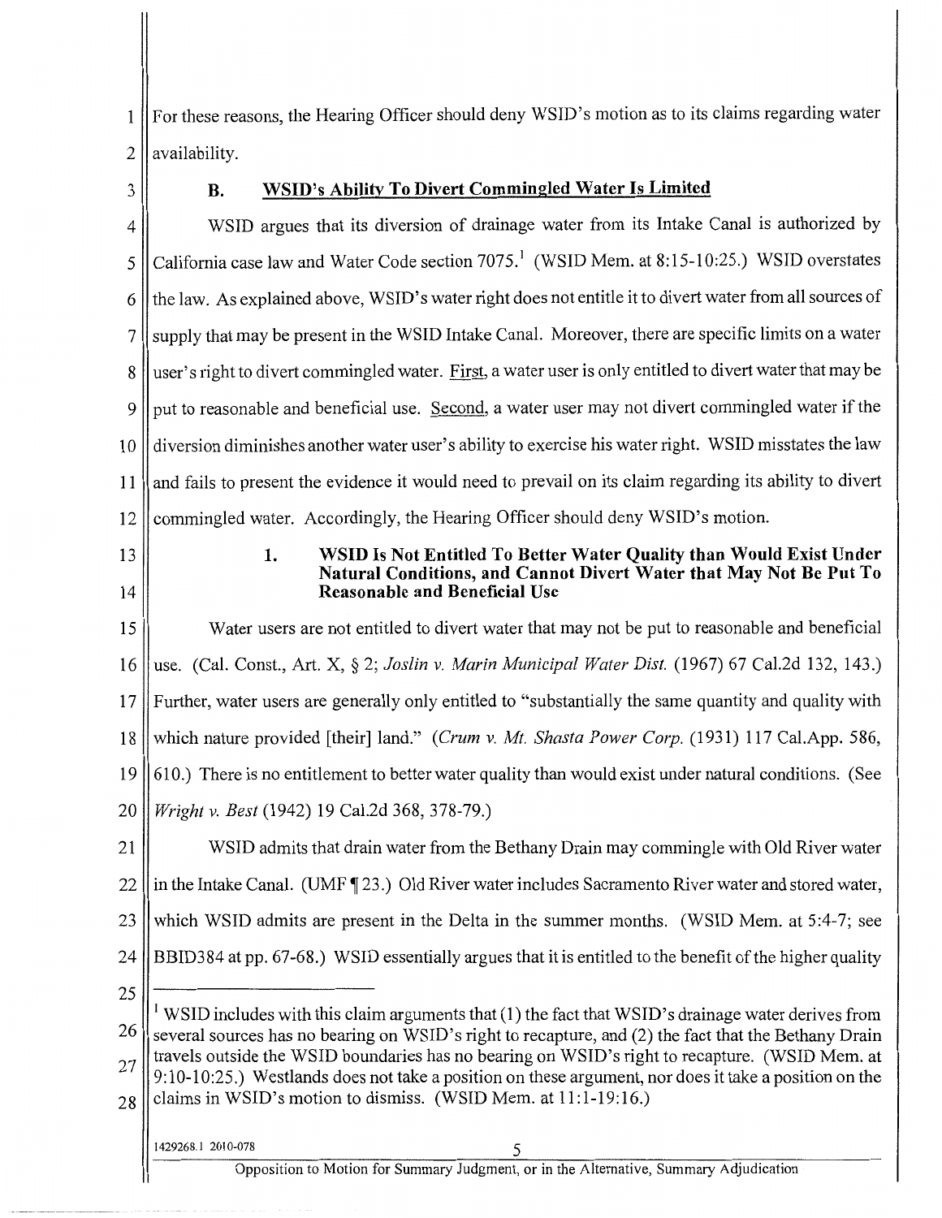For these reasons, the Hearing Officer should deny WSID's motion as to its claims regarding water availability.

### B. WSID's Ability To Divert Commingled Water Is Limited

WSID argues that its diversion of drainage water from its Intake Canal is authorized by California case law and Water Code section 7075.[1] (WSID Mem. at 8:15-10:25.) WSID overstates the law. As explained above, WSID's water right does not entitle it to divert water from all sources of supply that may be present in the WSID Intake Canal. Moreover, there are specific limits on a water user's right to divert commingled water. First, a water user is only entitled to divert water that may be put to reasonable and beneficial use. Second, a water user may not divert commingled water if the diversion diminishes another water user's ability to exercise his water right. WSID misstates the law and fails to present the evidence it would need to prevail on its claim regarding its ability to divert commingled water. Accordingly, the Hearing Officer should deny WSID's motion.

#### 1. WSID Is Not Entitled To Better Water Quality than Would Exist Under Natural Conditions, and Cannot Divert Water that May Not Be Put To Reasonable and Beneficial Use

Water users are not entitled to divert water that may not be put to reasonable and beneficial use. (Cal. Const., Art. X, § 2; *Joslin v. Marin Municipal Water Dist.* (1967) 67 Cal.2d 132, 143.) Further, water users are generally only entitled to "substantially the same quantity and quality with which nature provided [their] land." (*Crum v. Mt. Shasta Power Corp.* (1931) 117 Cal.App. 586, 610.) There is no entitlement to better water quality than would exist under natural conditions. (See *Wright v. Best* (1942) 19 Cal.2d 368, 378-79.)

WSID admits that drain water from the Bethany Drain may commingle with Old River water in the Intake Canal. (UMF ¶ 23.) Old River water includes Sacramento River water and stored water, which WSID admits are present in the Delta in the summer months. (WSID Mem. at 5:4-7; see BBID384 at pp. 67-68.) WSID essentially argues that it is entitled to the benefit of the higher quality

---

[1] WSID includes with this claim arguments that (1) the fact that WSID's drainage water derives from several sources has no bearing on WSID's right to recapture, and (2) the fact that the Bethany Drain travels outside the WSID boundaries has no bearing on WSID's right to recapture. (WSID Mem. at 9:10-10:25.) Westlands does not take a position on these argument, nor does it take a position on the claims in WSID's motion to dismiss. (WSID Mem. at 11:1-19:16.)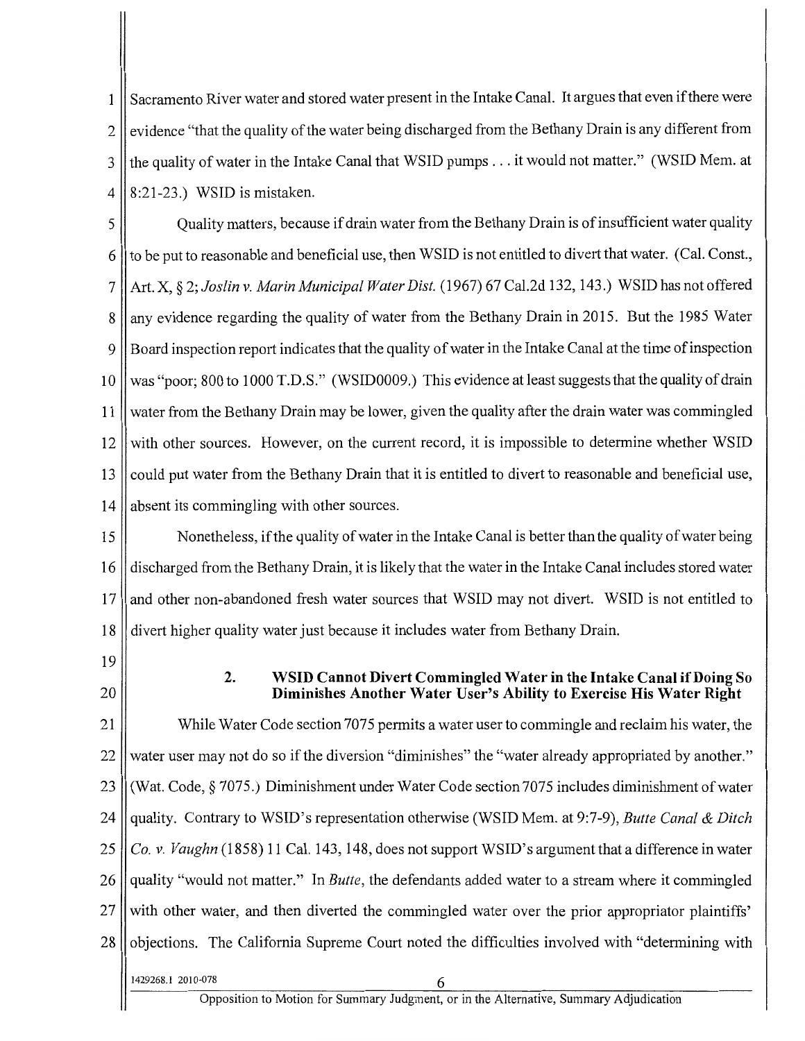Sacramento River water and stored water present in the Intake Canal. It argues that even if there were evidence "that the quality of the water being discharged from the Bethany Drain is any different from the quality of water in the Intake Canal that WSID pumps . . . it would not matter." (WSID Mem. at 8:21-23.) WSID is mistaken.

Quality matters, because if drain water from the Bethany Drain is of insufficient water quality to be put to reasonable and beneficial use, then WSID is not entitled to divert that water. (Cal. Const., Art. X, § 2; *Joslin v. Marin Municipal Water Dist.* (1967) 67 Cal.2d 132, 143.) WSID has not offered any evidence regarding the quality of water from the Bethany Drain in 2015. But the 1985 Water Board inspection report indicates that the quality of water in the Intake Canal at the time of inspection was "poor; 800 to 1000 T.D.S." (WSID0009.) This evidence at least suggests that the quality of drain water from the Bethany Drain may be lower, given the quality after the drain water was commingled with other sources. However, on the current record, it is impossible to determine whether WSID could put water from the Bethany Drain that it is entitled to divert to reasonable and beneficial use, absent its commingling with other sources.

Nonetheless, if the quality of water in the Intake Canal is better than the quality of water being discharged from the Bethany Drain, it is likely that the water in the Intake Canal includes stored water and other non-abandoned fresh water sources that WSID may not divert. WSID is not entitled to divert higher quality water just because it includes water from Bethany Drain.

### 2. WSID Cannot Divert Commingled Water in the Intake Canal if Doing So Diminishes Another Water User's Ability to Exercise His Water Right

While Water Code section 7075 permits a water user to commingle and reclaim his water, the water user may not do so if the diversion "diminishes" the "water already appropriated by another." (Wat. Code, § 7075.) Diminishment under Water Code section 7075 includes diminishment of water quality. Contrary to WSID's representation otherwise (WSID Mem. at 9:7-9), *Butte Canal & Ditch Co. v. Vaughn* (1858) 11 Cal. 143, 148, does not support WSID's argument that a difference in water quality "would not matter." In *Butte*, the defendants added water to a stream where it commingled with other water, and then diverted the commingled water over the prior appropriator plaintiffs' objections. The California Supreme Court noted the difficulties involved with "determining with

1429268.1 2010-078

Opposition to Motion for Summary Judgment, or in the Alternative, Summary Adjudication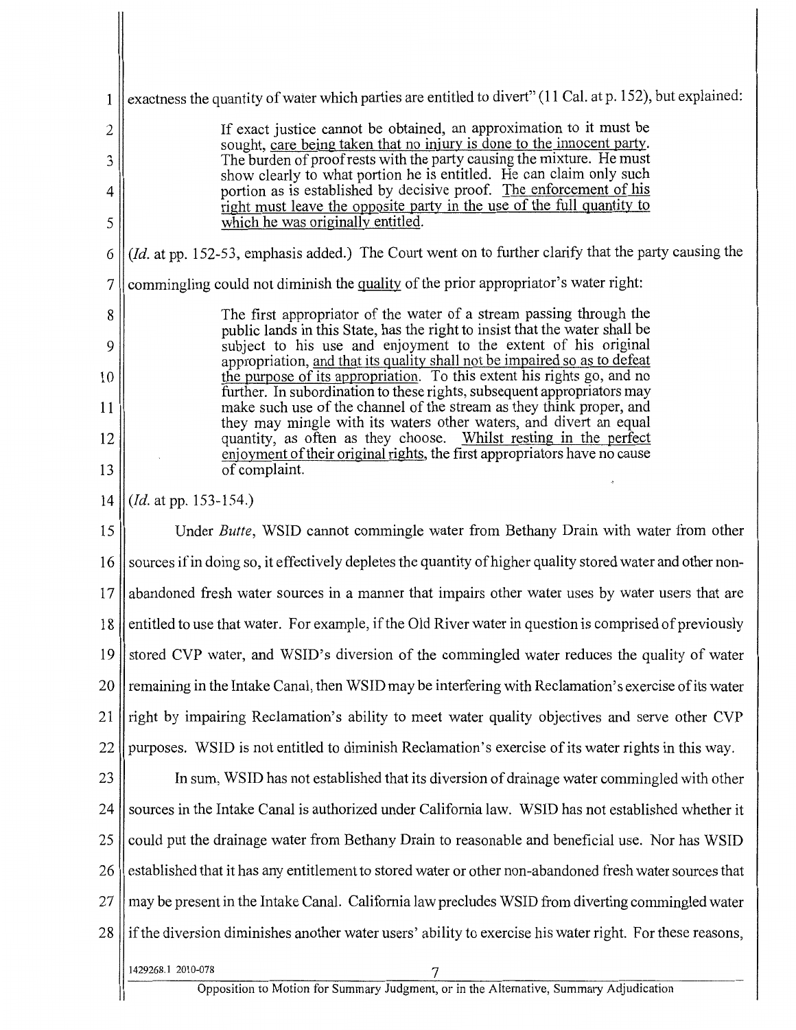exactness the quantity of water which parties are entitled to divert" (11 Cal. at p. 152), but explained:

> If exact justice cannot be obtained, an approximation to it must be sought, care being taken that no injury is done to the innocent party. The burden of proof rests with the party causing the mixture. He must show clearly to what portion he is entitled. He can claim only such portion as is established by decisive proof. The enforcement of his right must leave the opposite party in the use of the full quantity to which he was originally entitled.

(*Id.* at pp. 152-53, emphasis added.) The Court went on to further clarify that the party causing the commingling could not diminish the quality of the prior appropriator's water right:

> The first appropriator of the water of a stream passing through the public lands in this State, has the right to insist that the water shall be subject to his use and enjoyment to the extent of his original appropriation, and that its quality shall not be impaired so as to defeat the purpose of its appropriation. To this extent his rights go, and no further. In subordination to these rights, subsequent appropriators may make such use of the channel of the stream as they think proper, and they may mingle with its waters other waters, and divert an equal quantity, as often as they choose. Whilst resting in the perfect enjoyment of their original rights, the first appropriators have no cause of complaint.

(*Id.* at pp. 153-154.)

Under *Butte*, WSID cannot commingle water from Bethany Drain with water from other sources if in doing so, it effectively depletes the quantity of higher quality stored water and other non-abandoned fresh water sources in a manner that impairs other water uses by water users that are entitled to use that water. For example, if the Old River water in question is comprised of previously stored CVP water, and WSID's diversion of the commingled water reduces the quality of water remaining in the Intake Canal, then WSID may be interfering with Reclamation's exercise of its water right by impairing Reclamation's ability to meet water quality objectives and serve other CVP purposes. WSID is not entitled to diminish Reclamation's exercise of its water rights in this way.

In sum, WSID has not established that its diversion of drainage water commingled with other sources in the Intake Canal is authorized under California law. WSID has not established whether it could put the drainage water from Bethany Drain to reasonable and beneficial use. Nor has WSID established that it has any entitlement to stored water or other non-abandoned fresh water sources that may be present in the Intake Canal. California law precludes WSID from diverting commingled water if the diversion diminishes another water users' ability to exercise his water right. For these reasons,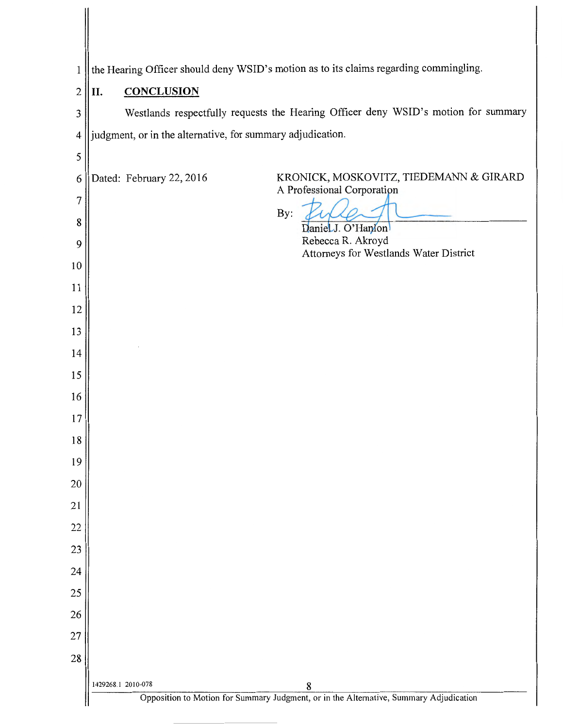the Hearing Officer should deny WSID's motion as to its claims regarding commingling.

## II. **CONCLUSION**

Westlands respectfully requests the Hearing Officer deny WSID's motion for summary judgment, or in the alternative, for summary adjudication.

Dated: February 22, 2016

KRONICK, MOSKOVITZ, TIEDEMANN & GIRARD
A Professional Corporation

By: ______________________
Daniel J. O'Hanlon
Rebecca R. Akroyd
Attorneys for Westlands Water District

1429268.1 2010-078

Opposition to Motion for Summary Judgment, or in the Alternative, Summary Adjudication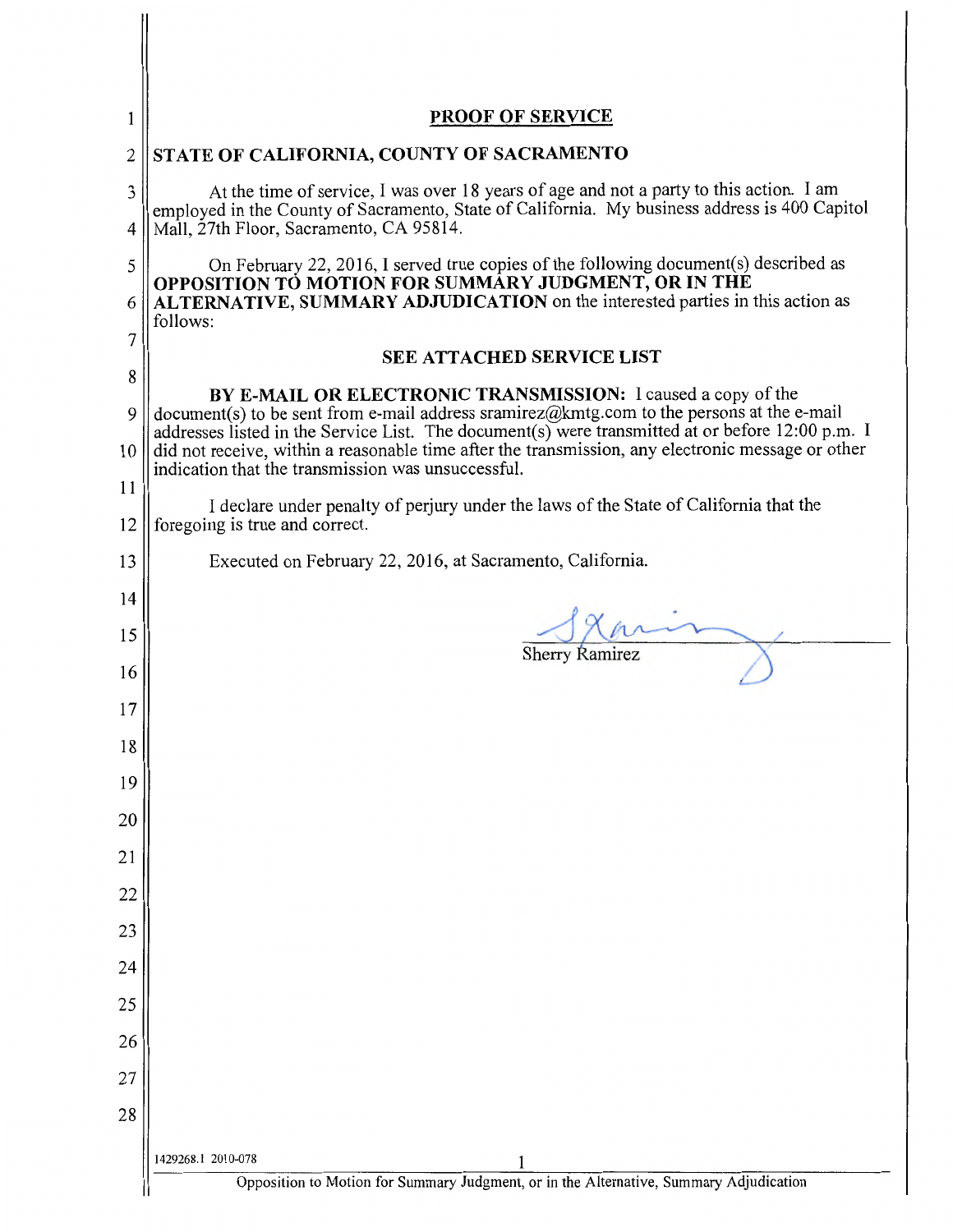## PROOF OF SERVICE

**STATE OF CALIFORNIA, COUNTY OF SACRAMENTO**

At the time of service, I was over 18 years of age and not a party to this action. I am employed in the County of Sacramento, State of California. My business address is 400 Capitol Mall, 27th Floor, Sacramento, CA 95814.

On February 22, 2016, I served true copies of the following document(s) described as **OPPOSITION TO MOTION FOR SUMMARY JUDGMENT, OR IN THE ALTERNATIVE, SUMMARY ADJUDICATION** on the interested parties in this action as follows:

**SEE ATTACHED SERVICE LIST**

**BY E-MAIL OR ELECTRONIC TRANSMISSION:** I caused a copy of the document(s) to be sent from e-mail address sramirez@kmtg.com to the persons at the e-mail addresses listed in the Service List. The document(s) were transmitted at or before 12:00 p.m. I did not receive, within a reasonable time after the transmission, any electronic message or other indication that the transmission was unsuccessful.

I declare under penalty of perjury under the laws of the State of California that the foregoing is true and correct.

Executed on February 22, 2016, at Sacramento, California.

Sherry Ramirez

1429268.1 2010-078

Opposition to Motion for Summary Judgment, or in the Alternative, Summary Adjudication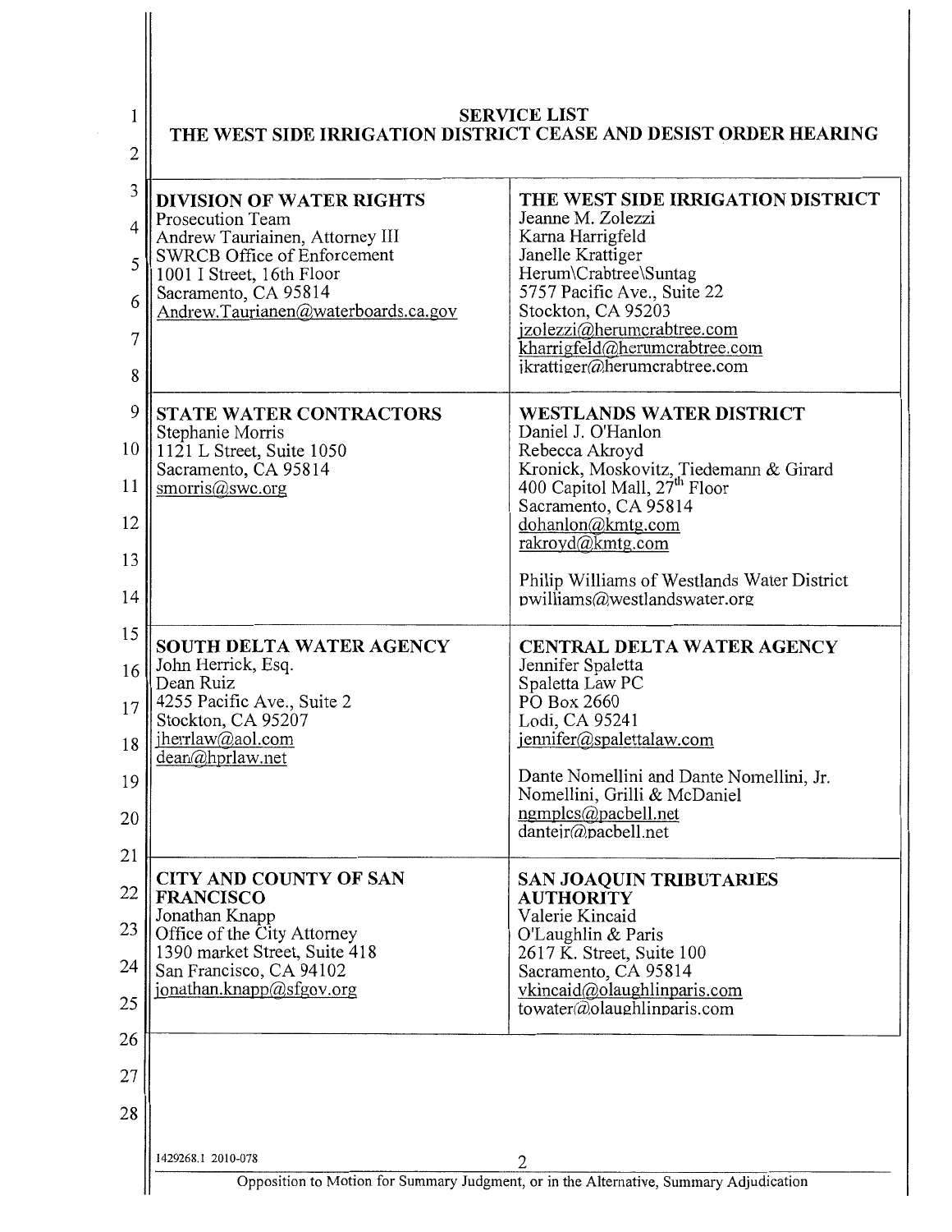# SERVICE LIST
## THE WEST SIDE IRRIGATION DISTRICT CEASE AND DESIST ORDER HEARING

| | |
|---|---|
| **DIVISION OF WATER RIGHTS**<br>Prosecution Team<br>Andrew Tauriainen, Attorney III<br>SWRCB Office of Enforcement<br>1001 I Street, 16th Floor<br>Sacramento, CA 95814<br>Andrew.Tauriainen@waterboards.ca.gov | **THE WEST SIDE IRRIGATION DISTRICT**<br>Jeanne M. Zolezzi<br>Karna Harrigfeld<br>Janelle Krattiger<br>Herum\Crabtree\Suntag<br>5757 Pacific Ave., Suite 22<br>Stockton, CA 95203<br>jzolezzi@herumcrabtree.com<br>kharrigfeld@herumcrabtree.com<br>jkrattiger@herumcrabtree.com |
| **STATE WATER CONTRACTORS**<br>Stephanie Morris<br>1121 L Street, Suite 1050<br>Sacramento, CA 95814<br>smorris@swc.org | **WESTLANDS WATER DISTRICT**<br>Daniel J. O'Hanlon<br>Rebecca Akroyd<br>Kronick, Moskovitz, Tiedemann & Girard<br>400 Capitol Mall, 27th Floor<br>Sacramento, CA 95814<br>dohanlon@kmtg.com<br>rakroyd@kmtg.com<br><br>Philip Williams of Westlands Water District<br>pwilliams@westlandswater.org |
| **SOUTH DELTA WATER AGENCY**<br>John Herrick, Esq.<br>Dean Ruiz<br>4255 Pacific Ave., Suite 2<br>Stockton, CA 95207<br>jherrlaw@aol.com<br>dean@hprlaw.net | **CENTRAL DELTA WATER AGENCY**<br>Jennifer Spaletta<br>Spaletta Law PC<br>PO Box 2660<br>Lodi, CA 95241<br>jennifer@spalettalaw.com<br><br>Dante Nomellini and Dante Nomellini, Jr.<br>Nomellini, Grilli & McDaniel<br>ngmplcs@pacbell.net<br>danteir@pacbell.net |
| **CITY AND COUNTY OF SAN FRANCISCO**<br>Jonathan Knapp<br>Office of the City Attorney<br>1390 market Street, Suite 418<br>San Francisco, CA 94102<br>jonathan.knapp@sfgov.org | **SAN JOAQUIN TRIBUTARIES AUTHORITY**<br>Valerie Kincaid<br>O'Laughlin & Paris<br>2617 K. Street, Suite 100<br>Sacramento, CA 95814<br>vkincaid@olaughlinparis.com<br>towater@olaughlinparis.com |

1429268.1 2010-078

Opposition to Motion for Summary Judgment, or in the Alternative, Summary Adjudication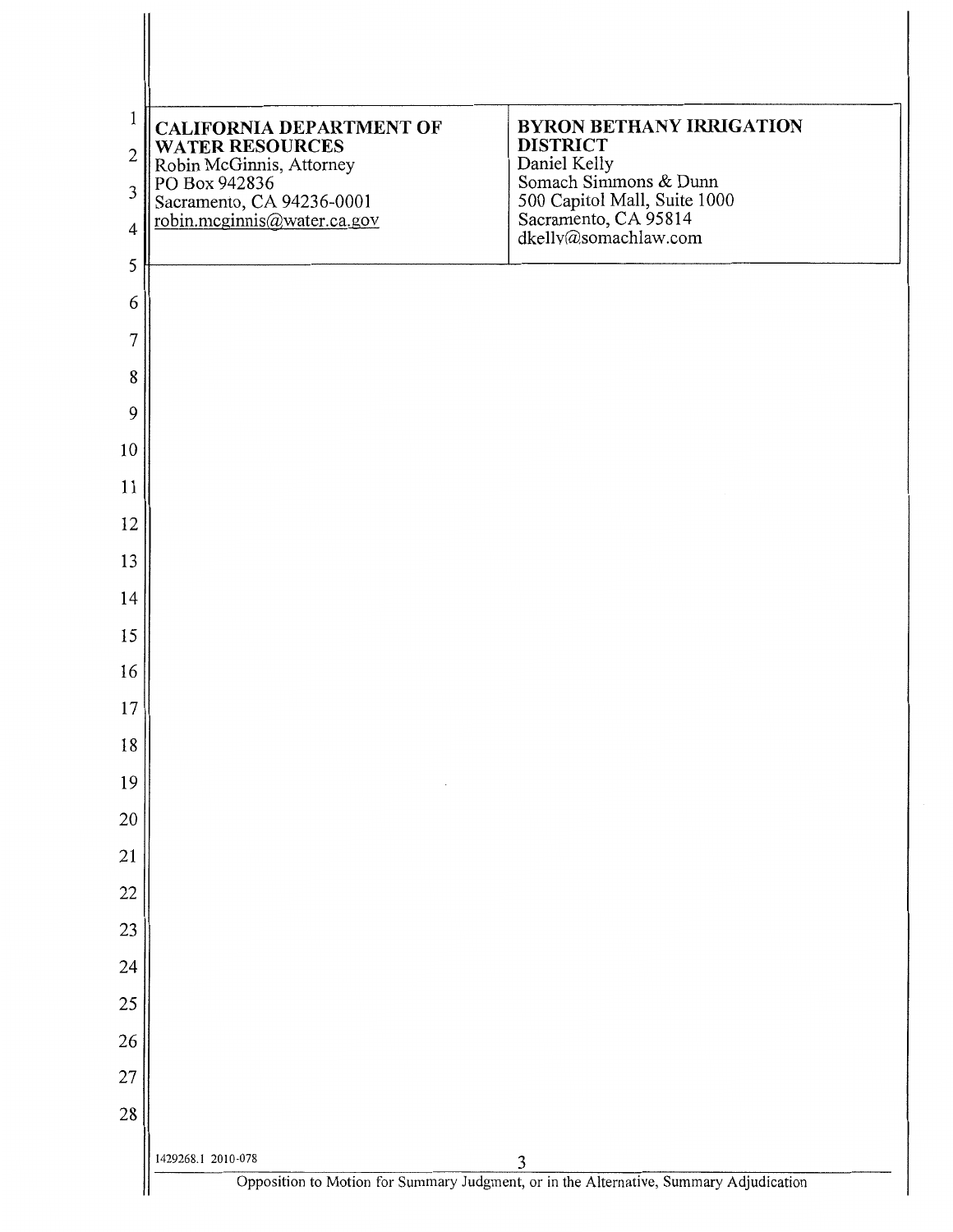| | |
|---|---|
| **CALIFORNIA DEPARTMENT OF WATER RESOURCES**<br>Robin McGinnis, Attorney<br>PO Box 942836<br>Sacramento, CA 94236-0001<br>robin.mcginnis@water.ca.gov | **BYRON BETHANY IRRIGATION DISTRICT**<br>Daniel Kelly<br>Somach Simmons & Dunn<br>500 Capitol Mall, Suite 1000<br>Sacramento, CA 95814<br>dkelly@somachlaw.com |

1429268.1 2010-078

Opposition to Motion for Summary Judgment, or in the Alternative, Summary Adjudication